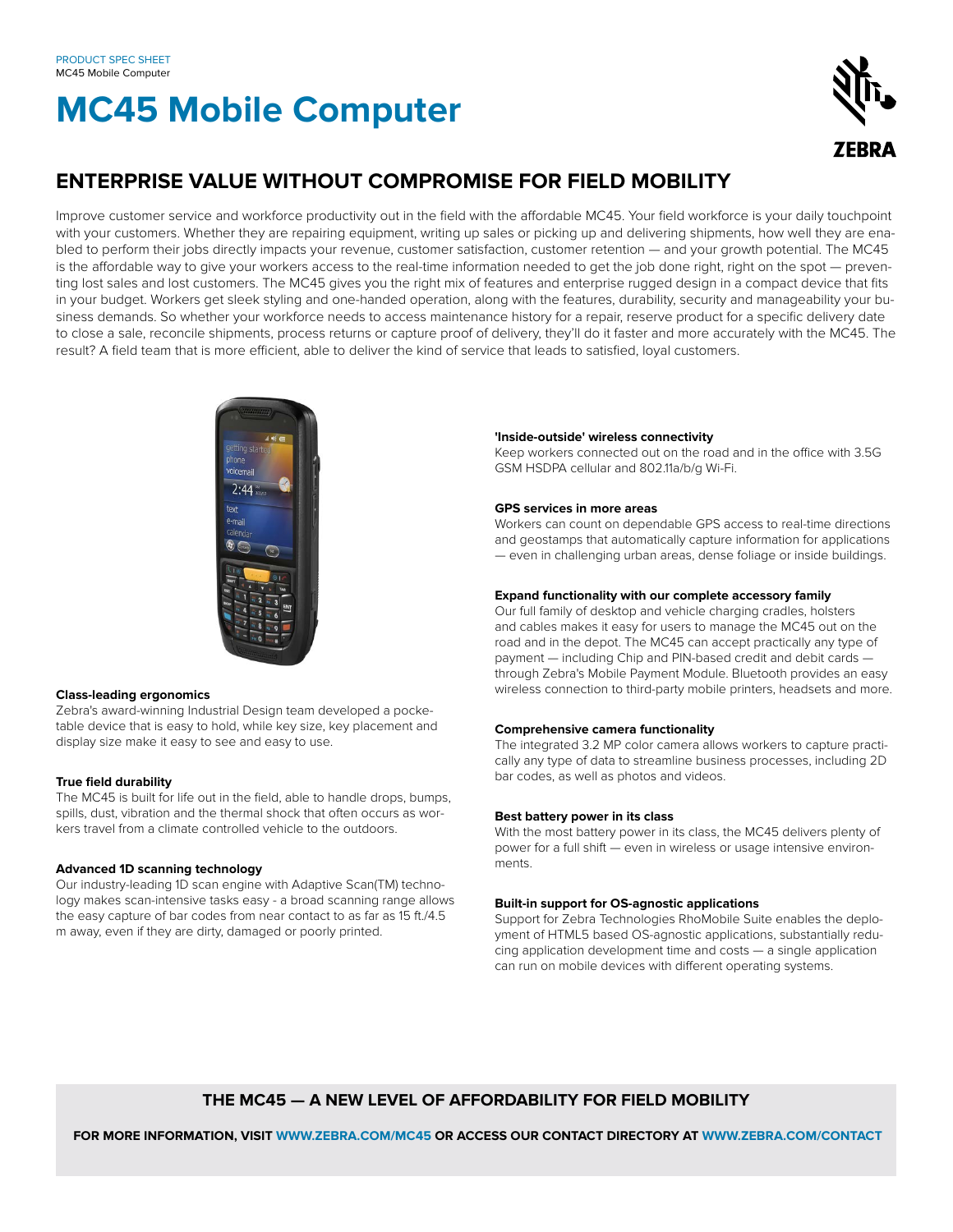PRODUCT SPEC SHEET
MC45 Mobile Computer

# MC45 Mobile Computer

## ENTERPRISE VALUE WITHOUT COMPROMISE FOR FIELD MOBILITY

Improve customer service and workforce productivity out in the field with the affordable MC45. Your field workforce is your daily touchpoint with your customers. Whether they are repairing equipment, writing up sales or picking up and delivering shipments, how well they are enabled to perform their jobs directly impacts your revenue, customer satisfaction, customer retention — and your growth potential. The MC45 is the affordable way to give your workers access to the real-time information needed to get the job done right, right on the spot — preventing lost sales and lost customers. The MC45 gives you the right mix of features and enterprise rugged design in a compact device that fits in your budget. Workers get sleek styling and one-handed operation, along with the features, durability, security and manageability your business demands. So whether your workforce needs to access maintenance history for a repair, reserve product for a specific delivery date to close a sale, reconcile shipments, process returns or capture proof of delivery, they'll do it faster and more accurately with the MC45. The result? A field team that is more efficient, able to deliver the kind of service that leads to satisfied, loyal customers.

**Class-leading ergonomics**
Zebra's award-winning Industrial Design team developed a pocketable device that is easy to hold, while key size, key placement and display size make it easy to see and easy to use.

**True field durability**
The MC45 is built for life out in the field, able to handle drops, bumps, spills, dust, vibration and the thermal shock that often occurs as workers travel from a climate controlled vehicle to the outdoors.

**Advanced 1D scanning technology**
Our industry-leading 1D scan engine with Adaptive Scan(TM) technology makes scan-intensive tasks easy - a broad scanning range allows the easy capture of bar codes from near contact to as far as 15 ft./4.5 m away, even if they are dirty, damaged or poorly printed.

**'Inside-outside' wireless connectivity**
Keep workers connected out on the road and in the office with 3.5G GSM HSDPA cellular and 802.11a/b/g Wi-Fi.

**GPS services in more areas**
Workers can count on dependable GPS access to real-time directions and geostamps that automatically capture information for applications — even in challenging urban areas, dense foliage or inside buildings.

**Expand functionality with our complete accessory family**
Our full family of desktop and vehicle charging cradles, holsters and cables makes it easy for users to manage the MC45 out on the road and in the depot. The MC45 can accept practically any type of payment — including Chip and PIN-based credit and debit cards — through Zebra's Mobile Payment Module. Bluetooth provides an easy wireless connection to third-party mobile printers, headsets and more.

**Comprehensive camera functionality**
The integrated 3.2 MP color camera allows workers to capture practically any type of data to streamline business processes, including 2D bar codes, as well as photos and videos.

**Best battery power in its class**
With the most battery power in its class, the MC45 delivers plenty of power for a full shift — even in wireless or usage intensive environments.

**Built-in support for OS-agnostic applications**
Support for Zebra Technologies RhoMobile Suite enables the deployment of HTML5 based OS-agnostic applications, substantially reducing application development time and costs — a single application can run on mobile devices with different operating systems.

### THE MC45 — A NEW LEVEL OF AFFORDABILITY FOR FIELD MOBILITY

**FOR MORE INFORMATION, VISIT WWW.ZEBRA.COM/MC45 OR ACCESS OUR CONTACT DIRECTORY AT WWW.ZEBRA.COM/CONTACT**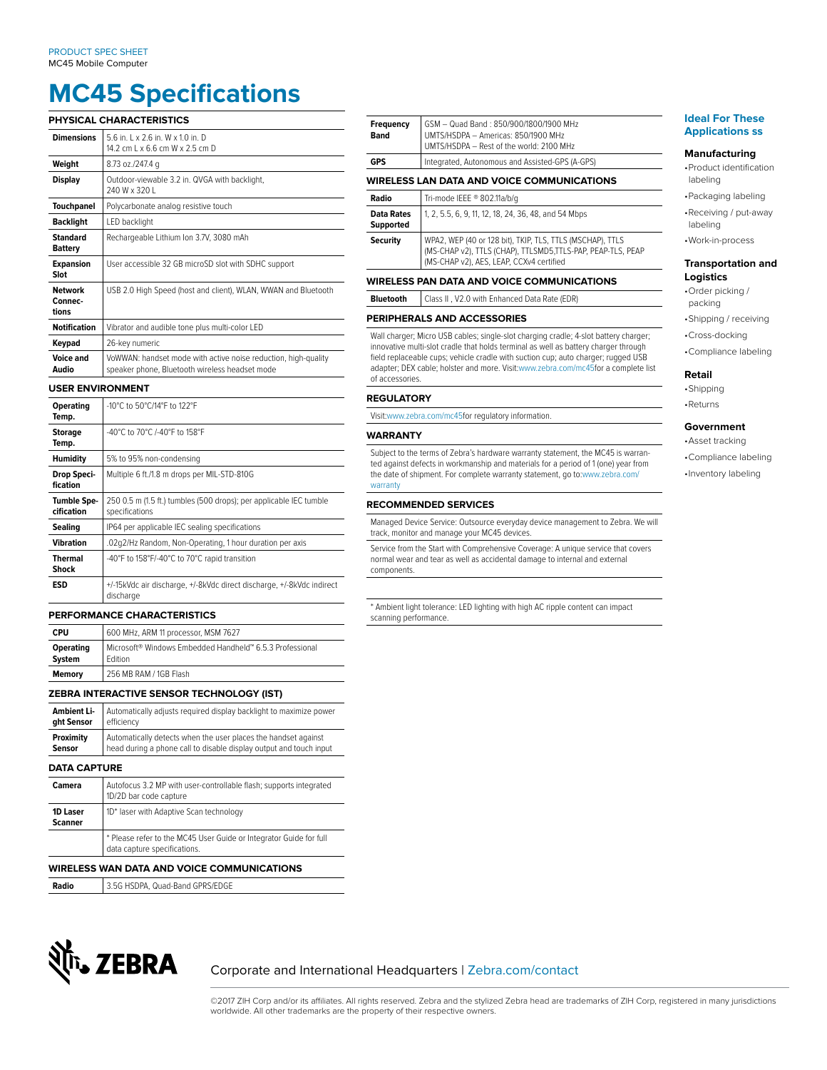# MC45 Specifications

## PHYSICAL CHARACTERISTICS

| | |
|---|---|
| **Dimensions** | 5.6 in. L x 2.6 in. W x 1.0 in. D<br>14.2 cm L x 6.6 cm W x 2.5 cm D |
| **Weight** | 8.73 oz./247.4 g |
| **Display** | Outdoor-viewable 3.2 in. QVGA with backlight, 240 W x 320 L |
| **Touchpanel** | Polycarbonate analog resistive touch |
| **Backlight** | LED backlight |
| **Standard Battery** | Rechargeable Lithium Ion 3.7V, 3080 mAh |
| **Expansion Slot** | User accessible 32 GB microSD slot with SDHC support |
| **Network Connections** | USB 2.0 High Speed (host and client), WLAN, WWAN and Bluetooth |
| **Notification** | Vibrator and audible tone plus multi-color LED |
| **Keypad** | 26-key numeric |
| **Voice and Audio** | VoWWAN: handset mode with active noise reduction, high-quality speaker phone, Bluetooth wireless headset mode |

## USER ENVIRONMENT

| | |
|---|---|
| **Operating Temp.** | -10°C to 50°C/14°F to 122°F |
| **Storage Temp.** | -40°C to 70°C /-40°F to 158°F |
| **Humidity** | 5% to 95% non-condensing |
| **Drop Specification** | Multiple 6 ft./1.8 m drops per MIL-STD-810G |
| **Tumble Specification** | 250 0.5 m (1.5 ft.) tumbles (500 drops); per applicable IEC tumble specifications |
| **Sealing** | IP64 per applicable IEC sealing specifications |
| **Vibration** | .02g2/Hz Random, Non-Operating, 1 hour duration per axis |
| **Thermal Shock** | -40°F to 158°F/-40°C to 70°C rapid transition |
| **ESD** | +/-15kVdc air discharge, +/-8kVdc direct discharge, +/-8kVdc indirect discharge |

## PERFORMANCE CHARACTERISTICS

| | |
|---|---|
| **CPU** | 600 MHz, ARM 11 processor, MSM 7627 |
| **Operating System** | Microsoft® Windows Embedded Handheld™ 6.5.3 Professional Edition |
| **Memory** | 256 MB RAM / 1GB Flash |

## ZEBRA INTERACTIVE SENSOR TECHNOLOGY (IST)

| | |
|---|---|
| **Ambient Light Sensor** | Automatically adjusts required display backlight to maximize power efficiency |
| **Proximity Sensor** | Automatically detects when the user places the handset against head during a phone call to disable display output and touch input |

## DATA CAPTURE

| | |
|---|---|
| **Camera** | Autofocus 3.2 MP with user-controllable flash; supports integrated 1D/2D bar code capture |
| **1D Laser Scanner** | 1D* laser with Adaptive Scan technology |
| | * Please refer to the MC45 User Guide or Integrator Guide for full data capture specifications. |

## WIRELESS WAN DATA AND VOICE COMMUNICATIONS

| | |
|---|---|
| **Radio** | 3.5G HSDPA, Quad-Band GPRS/EDGE |
| **Frequency Band** | GSM – Quad Band : 850/900/1800/1900 MHz<br>UMTS/HSDPA – Americas: 850/1900 MHz<br>UMTS/HSDPA – Rest of the world: 2100 MHz |
| **GPS** | Integrated, Autonomous and Assisted-GPS (A-GPS) |

## WIRELESS LAN DATA AND VOICE COMMUNICATIONS

| | |
|---|---|
| **Radio** | Tri-mode IEEE ® 802.11a/b/g |
| **Data Rates Supported** | 1, 2, 5.5, 6, 9, 11, 12, 18, 24, 36, 48, and 54 Mbps |
| **Security** | WPA2, WEP (40 or 128 bit), TKIP, TLS, TTLS (MSCHAP), TTLS (MS-CHAP v2), TTLS (CHAP), TTLSMD5,TTLS-PAP, PEAP-TLS, PEAP (MS-CHAP v2), AES, LEAP, CCXv4 certified |

## WIRELESS PAN DATA AND VOICE COMMUNICATIONS

| | |
|---|---|
| **Bluetooth** | Class II , V2.0 with Enhanced Data Rate (EDR) |

## PERIPHERALS AND ACCESSORIES

Wall charger; Micro USB cables; single-slot charging cradle; 4-slot battery charger; innovative multi-slot cradle that holds terminal as well as battery charger through field replaceable cups; vehicle cradle with suction cup; auto charger; rugged USB adapter; DEX cable; holster and more. Visit:www.zebra.com/mc45for a complete list of accessories.

## REGULATORY

Visit:www.zebra.com/mc45for regulatory information.

## WARRANTY

Subject to the terms of Zebra's hardware warranty statement, the MC45 is warranted against defects in workmanship and materials for a period of 1 (one) year from the date of shipment. For complete warranty statement, go to:www.zebra.com/warranty

## RECOMMENDED SERVICES

Managed Device Service: Outsource everyday device management to Zebra. We will track, monitor and manage your MC45 devices.

Service from the Start with Comprehensive Coverage: A unique service that covers normal wear and tear as well as accidental damage to internal and external components.

* Ambient light tolerance: LED lighting with high AC ripple content can impact scanning performance.

## Ideal For These Applications ss

### Manufacturing

- Product identification labeling
- Packaging labeling
- Receiving / put-away labeling
- Work-in-process

### Transportation and Logistics

- Order picking / packing
- Shipping / receiving
- Cross-docking
- Compliance labeling

### Retail

- Shipping
- Returns

### Government

- Asset tracking
- Compliance labeling
- Inventory labeling

ZEBRA

Corporate and International Headquarters | Zebra.com/contact

©2017 ZIH Corp and/or its affiliates. All rights reserved. Zebra and the stylized Zebra head are trademarks of ZIH Corp, registered in many jurisdictions worldwide. All other trademarks are the property of their respective owners.